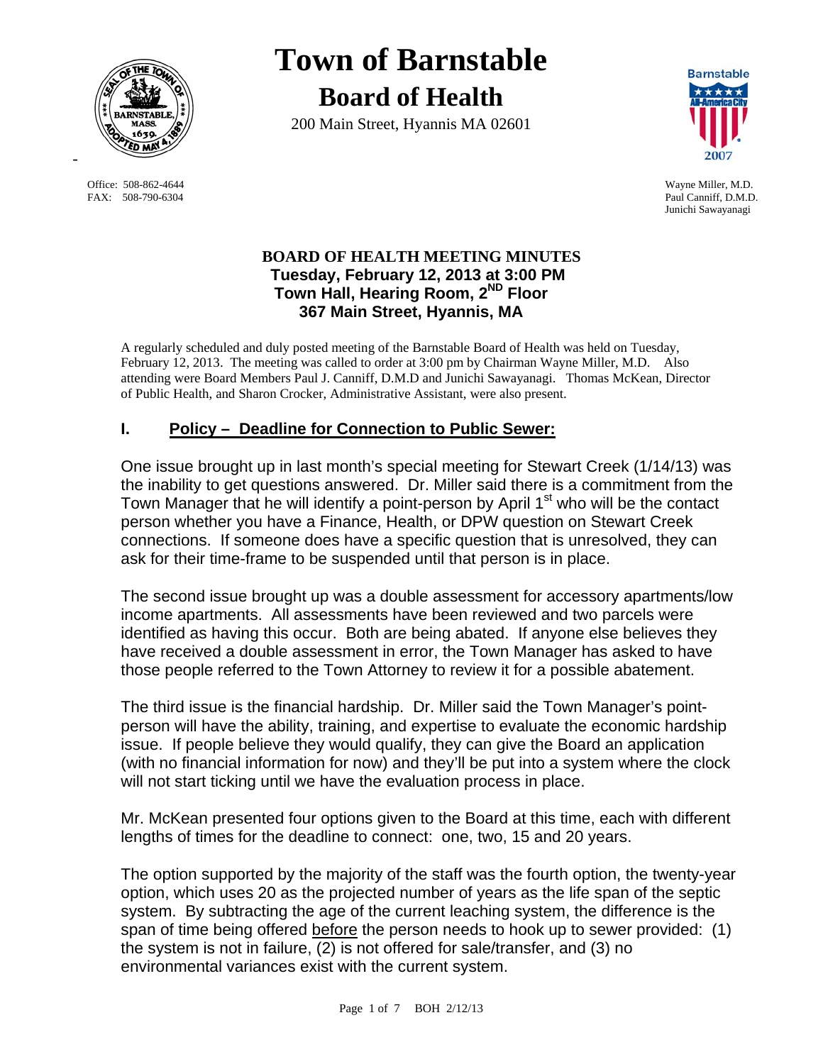# Town of Barnstable

## Board of Health

200 Main Street, Hyannis MA 02601

Office: 508-862-4644
FAX: 508-790-6304

Wayne Miller, M.D.
Paul Canniff, D.M.D.
Junichi Sawayanagi

### BOARD OF HEALTH MEETING MINUTES
**Tuesday, February 12, 2013 at 3:00 PM**
**Town Hall, Hearing Room, 2ND Floor**
**367 Main Street, Hyannis, MA**

A regularly scheduled and duly posted meeting of the Barnstable Board of Health was held on Tuesday, February 12, 2013. The meeting was called to order at 3:00 pm by Chairman Wayne Miller, M.D. Also attending were Board Members Paul J. Canniff, D.M.D and Junichi Sawayanagi. Thomas McKean, Director of Public Health, and Sharon Crocker, Administrative Assistant, were also present.

## I. Policy – Deadline for Connection to Public Sewer:

One issue brought up in last month's special meeting for Stewart Creek (1/14/13) was the inability to get questions answered. Dr. Miller said there is a commitment from the Town Manager that he will identify a point-person by April 1st who will be the contact person whether you have a Finance, Health, or DPW question on Stewart Creek connections. If someone does have a specific question that is unresolved, they can ask for their time-frame to be suspended until that person is in place.

The second issue brought up was a double assessment for accessory apartments/low income apartments. All assessments have been reviewed and two parcels were identified as having this occur. Both are being abated. If anyone else believes they have received a double assessment in error, the Town Manager has asked to have those people referred to the Town Attorney to review it for a possible abatement.

The third issue is the financial hardship. Dr. Miller said the Town Manager's point-person will have the ability, training, and expertise to evaluate the economic hardship issue. If people believe they would qualify, they can give the Board an application (with no financial information for now) and they'll be put into a system where the clock will not start ticking until we have the evaluation process in place.

Mr. McKean presented four options given to the Board at this time, each with different lengths of times for the deadline to connect: one, two, 15 and 20 years.

The option supported by the majority of the staff was the fourth option, the twenty-year option, which uses 20 as the projected number of years as the life span of the septic system. By subtracting the age of the current leaching system, the difference is the span of time being offered <u>before</u> the person needs to hook up to sewer provided: (1) the system is not in failure, (2) is not offered for sale/transfer, and (3) no environmental variances exist with the current system.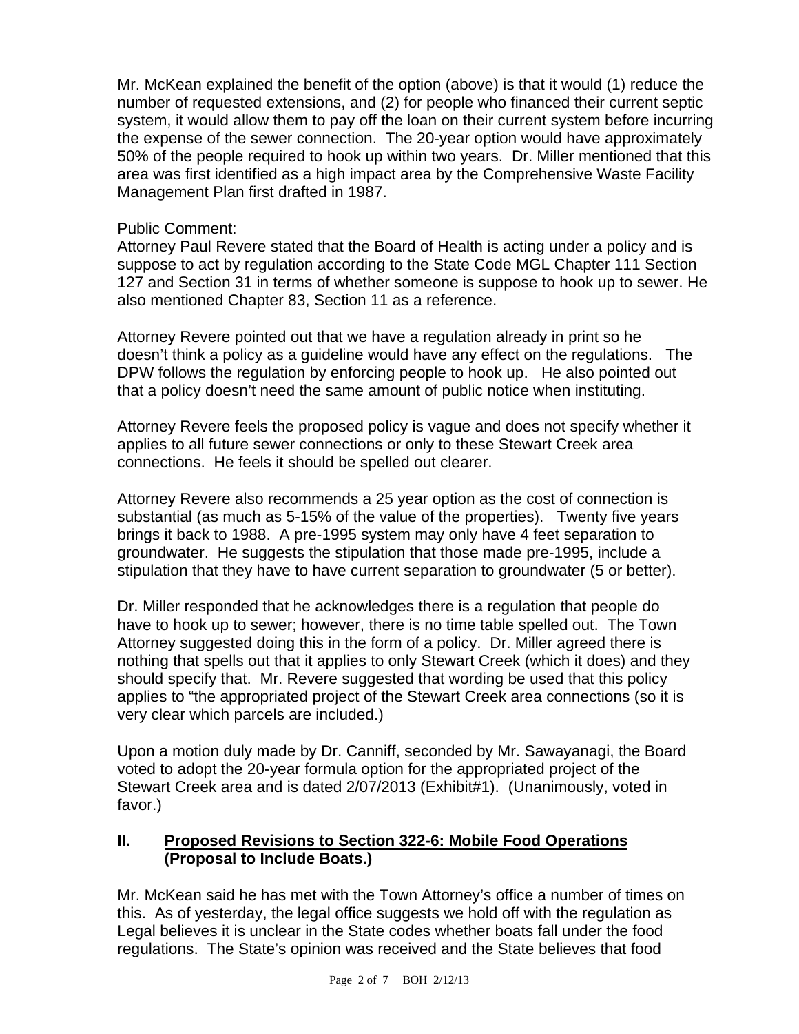Mr. McKean explained the benefit of the option (above) is that it would (1) reduce the number of requested extensions, and (2) for people who financed their current septic system, it would allow them to pay off the loan on their current system before incurring the expense of the sewer connection. The 20-year option would have approximately 50% of the people required to hook up within two years. Dr. Miller mentioned that this area was first identified as a high impact area by the Comprehensive Waste Facility Management Plan first drafted in 1987.

Public Comment:

Attorney Paul Revere stated that the Board of Health is acting under a policy and is suppose to act by regulation according to the State Code MGL Chapter 111 Section 127 and Section 31 in terms of whether someone is suppose to hook up to sewer. He also mentioned Chapter 83, Section 11 as a reference.

Attorney Revere pointed out that we have a regulation already in print so he doesn't think a policy as a guideline would have any effect on the regulations. The DPW follows the regulation by enforcing people to hook up. He also pointed out that a policy doesn't need the same amount of public notice when instituting.

Attorney Revere feels the proposed policy is vague and does not specify whether it applies to all future sewer connections or only to these Stewart Creek area connections. He feels it should be spelled out clearer.

Attorney Revere also recommends a 25 year option as the cost of connection is substantial (as much as 5-15% of the value of the properties). Twenty five years brings it back to 1988. A pre-1995 system may only have 4 feet separation to groundwater. He suggests the stipulation that those made pre-1995, include a stipulation that they have to have current separation to groundwater (5 or better).

Dr. Miller responded that he acknowledges there is a regulation that people do have to hook up to sewer; however, there is no time table spelled out. The Town Attorney suggested doing this in the form of a policy. Dr. Miller agreed there is nothing that spells out that it applies to only Stewart Creek (which it does) and they should specify that. Mr. Revere suggested that wording be used that this policy applies to "the appropriated project of the Stewart Creek area connections (so it is very clear which parcels are included.)

Upon a motion duly made by Dr. Canniff, seconded by Mr. Sawayanagi, the Board voted to adopt the 20-year formula option for the appropriated project of the Stewart Creek area and is dated 2/07/2013 (Exhibit#1). (Unanimously, voted in favor.)

## II. Proposed Revisions to Section 322-6: Mobile Food Operations (Proposal to Include Boats.)

Mr. McKean said he has met with the Town Attorney's office a number of times on this. As of yesterday, the legal office suggests we hold off with the regulation as Legal believes it is unclear in the State codes whether boats fall under the food regulations. The State's opinion was received and the State believes that food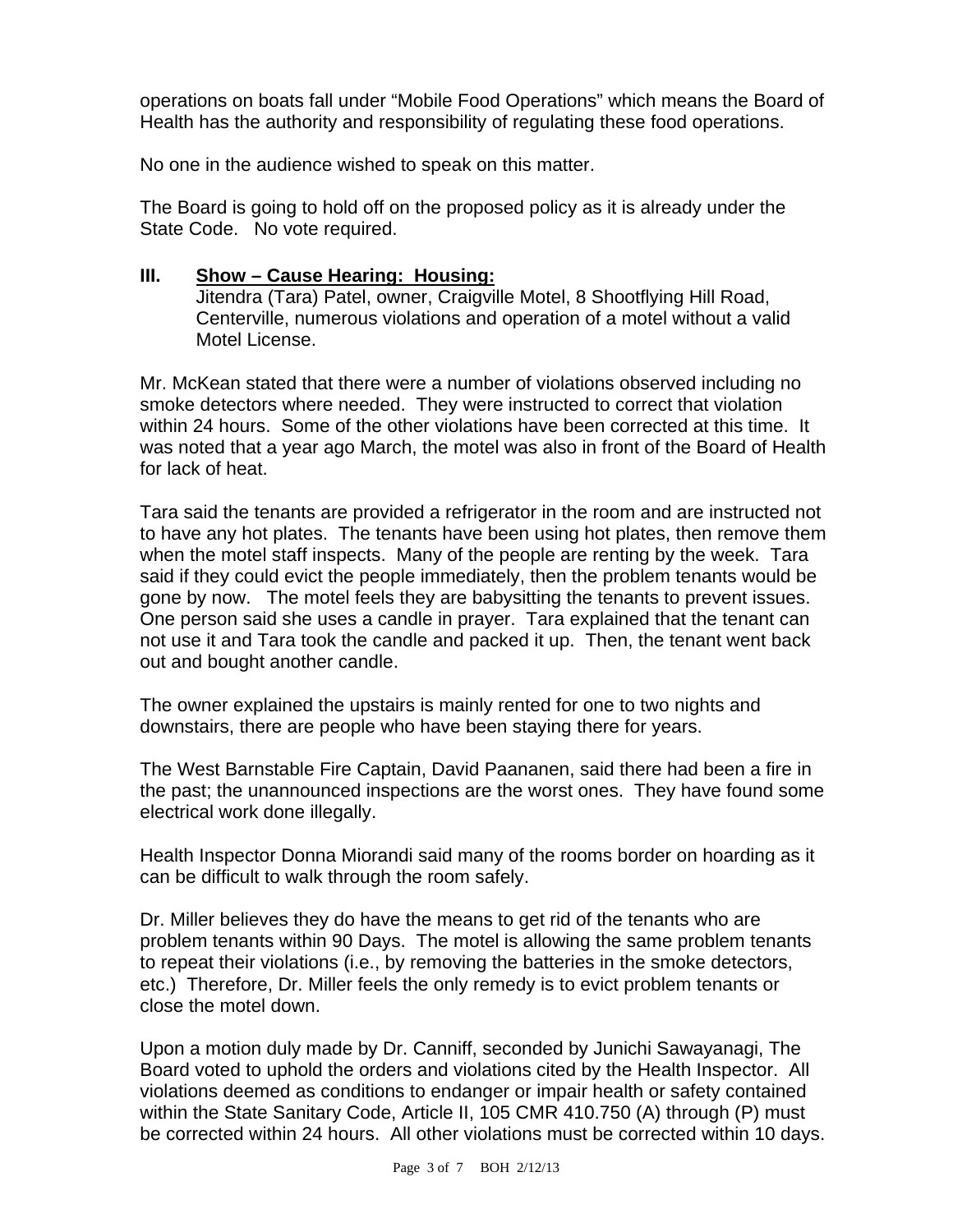operations on boats fall under "Mobile Food Operations" which means the Board of Health has the authority and responsibility of regulating these food operations.

No one in the audience wished to speak on this matter.

The Board is going to hold off on the proposed policy as it is already under the State Code. No vote required.

## III. Show – Cause Hearing: Housing:

Jitendra (Tara) Patel, owner, Craigville Motel, 8 Shootflying Hill Road, Centerville, numerous violations and operation of a motel without a valid Motel License.

Mr. McKean stated that there were a number of violations observed including no smoke detectors where needed. They were instructed to correct that violation within 24 hours. Some of the other violations have been corrected at this time. It was noted that a year ago March, the motel was also in front of the Board of Health for lack of heat.

Tara said the tenants are provided a refrigerator in the room and are instructed not to have any hot plates. The tenants have been using hot plates, then remove them when the motel staff inspects. Many of the people are renting by the week. Tara said if they could evict the people immediately, then the problem tenants would be gone by now. The motel feels they are babysitting the tenants to prevent issues. One person said she uses a candle in prayer. Tara explained that the tenant can not use it and Tara took the candle and packed it up. Then, the tenant went back out and bought another candle.

The owner explained the upstairs is mainly rented for one to two nights and downstairs, there are people who have been staying there for years.

The West Barnstable Fire Captain, David Paananen, said there had been a fire in the past; the unannounced inspections are the worst ones. They have found some electrical work done illegally.

Health Inspector Donna Miorandi said many of the rooms border on hoarding as it can be difficult to walk through the room safely.

Dr. Miller believes they do have the means to get rid of the tenants who are problem tenants within 90 Days. The motel is allowing the same problem tenants to repeat their violations (i.e., by removing the batteries in the smoke detectors, etc.) Therefore, Dr. Miller feels the only remedy is to evict problem tenants or close the motel down.

Upon a motion duly made by Dr. Canniff, seconded by Junichi Sawayanagi, The Board voted to uphold the orders and violations cited by the Health Inspector. All violations deemed as conditions to endanger or impair health or safety contained within the State Sanitary Code, Article II, 105 CMR 410.750 (A) through (P) must be corrected within 24 hours. All other violations must be corrected within 10 days.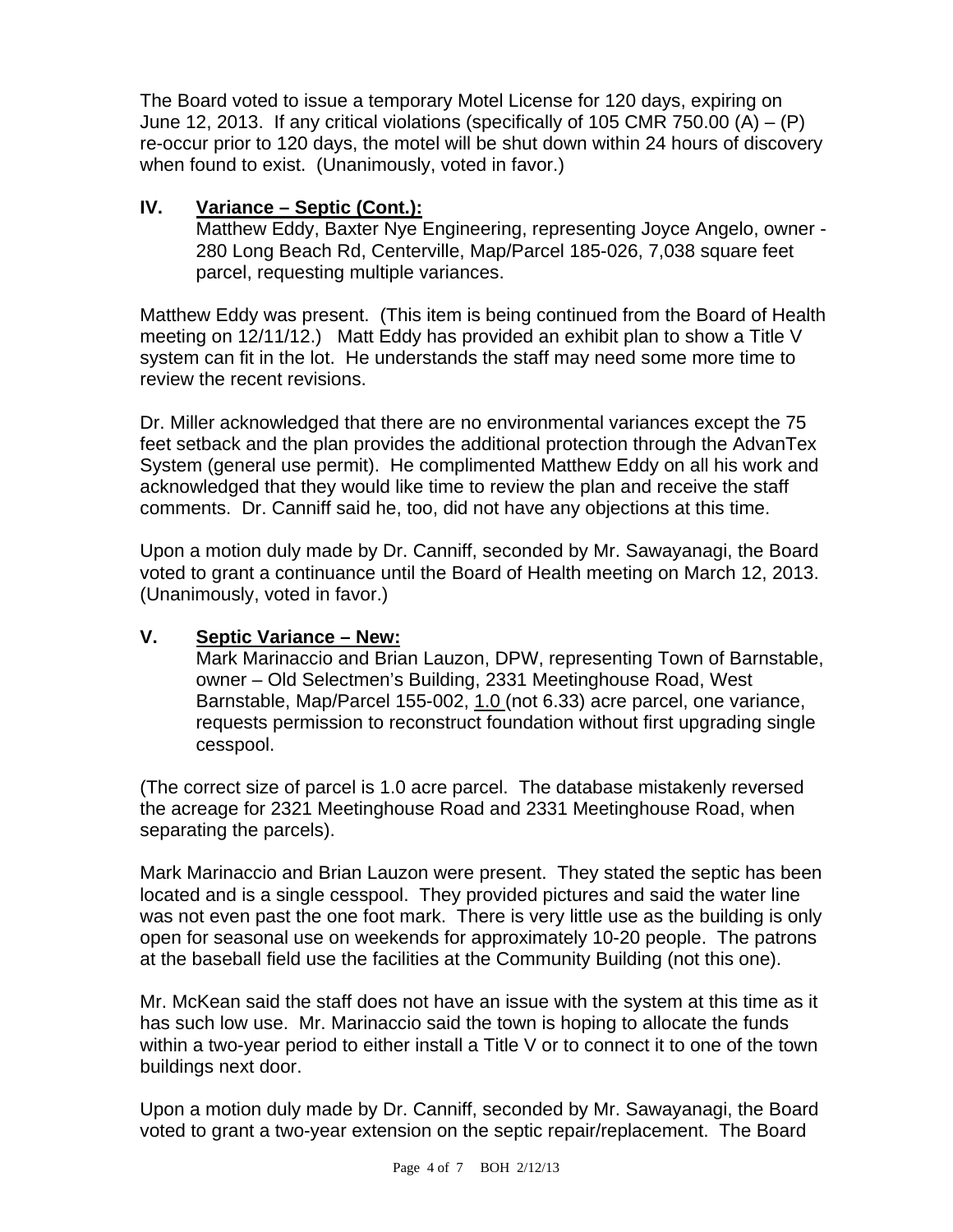The Board voted to issue a temporary Motel License for 120 days, expiring on June 12, 2013. If any critical violations (specifically of 105 CMR 750.00 (A) – (P) re-occur prior to 120 days, the motel will be shut down within 24 hours of discovery when found to exist. (Unanimously, voted in favor.)

## IV. Variance – Septic (Cont.):

Matthew Eddy, Baxter Nye Engineering, representing Joyce Angelo, owner - 280 Long Beach Rd, Centerville, Map/Parcel 185-026, 7,038 square feet parcel, requesting multiple variances.

Matthew Eddy was present. (This item is being continued from the Board of Health meeting on 12/11/12.) Matt Eddy has provided an exhibit plan to show a Title V system can fit in the lot. He understands the staff may need some more time to review the recent revisions.

Dr. Miller acknowledged that there are no environmental variances except the 75 feet setback and the plan provides the additional protection through the AdvanTex System (general use permit). He complimented Matthew Eddy on all his work and acknowledged that they would like time to review the plan and receive the staff comments. Dr. Canniff said he, too, did not have any objections at this time.

Upon a motion duly made by Dr. Canniff, seconded by Mr. Sawayanagi, the Board voted to grant a continuance until the Board of Health meeting on March 12, 2013. (Unanimously, voted in favor.)

## V. Septic Variance – New:

Mark Marinaccio and Brian Lauzon, DPW, representing Town of Barnstable, owner – Old Selectmen's Building, 2331 Meetinghouse Road, West Barnstable, Map/Parcel 155-002, 1.0 (not 6.33) acre parcel, one variance, requests permission to reconstruct foundation without first upgrading single cesspool.

(The correct size of parcel is 1.0 acre parcel. The database mistakenly reversed the acreage for 2321 Meetinghouse Road and 2331 Meetinghouse Road, when separating the parcels).

Mark Marinaccio and Brian Lauzon were present. They stated the septic has been located and is a single cesspool. They provided pictures and said the water line was not even past the one foot mark. There is very little use as the building is only open for seasonal use on weekends for approximately 10-20 people. The patrons at the baseball field use the facilities at the Community Building (not this one).

Mr. McKean said the staff does not have an issue with the system at this time as it has such low use. Mr. Marinaccio said the town is hoping to allocate the funds within a two-year period to either install a Title V or to connect it to one of the town buildings next door.

Upon a motion duly made by Dr. Canniff, seconded by Mr. Sawayanagi, the Board voted to grant a two-year extension on the septic repair/replacement. The Board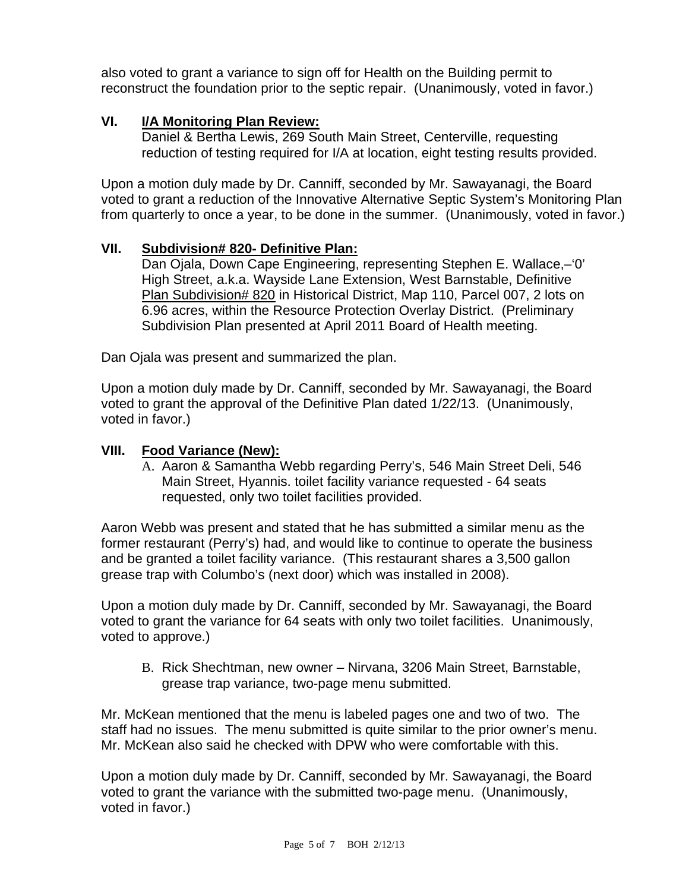also voted to grant a variance to sign off for Health on the Building permit to reconstruct the foundation prior to the septic repair. (Unanimously, voted in favor.)

## VI. I/A Monitoring Plan Review:

Daniel & Bertha Lewis, 269 South Main Street, Centerville, requesting reduction of testing required for I/A at location, eight testing results provided.

Upon a motion duly made by Dr. Canniff, seconded by Mr. Sawayanagi, the Board voted to grant a reduction of the Innovative Alternative Septic System's Monitoring Plan from quarterly to once a year, to be done in the summer. (Unanimously, voted in favor.)

## VII. Subdivision# 820- Definitive Plan:

Dan Ojala, Down Cape Engineering, representing Stephen E. Wallace,–'0' High Street, a.k.a. Wayside Lane Extension, West Barnstable, Definitive Plan Subdivision# 820 in Historical District, Map 110, Parcel 007, 2 lots on 6.96 acres, within the Resource Protection Overlay District. (Preliminary Subdivision Plan presented at April 2011 Board of Health meeting.

Dan Ojala was present and summarized the plan.

Upon a motion duly made by Dr. Canniff, seconded by Mr. Sawayanagi, the Board voted to grant the approval of the Definitive Plan dated 1/22/13. (Unanimously, voted in favor.)

## VIII. Food Variance (New):

A. Aaron & Samantha Webb regarding Perry's, 546 Main Street Deli, 546 Main Street, Hyannis. toilet facility variance requested - 64 seats requested, only two toilet facilities provided.

Aaron Webb was present and stated that he has submitted a similar menu as the former restaurant (Perry's) had, and would like to continue to operate the business and be granted a toilet facility variance. (This restaurant shares a 3,500 gallon grease trap with Columbo's (next door) which was installed in 2008).

Upon a motion duly made by Dr. Canniff, seconded by Mr. Sawayanagi, the Board voted to grant the variance for 64 seats with only two toilet facilities. Unanimously, voted to approve.)

B. Rick Shechtman, new owner – Nirvana, 3206 Main Street, Barnstable, grease trap variance, two-page menu submitted.

Mr. McKean mentioned that the menu is labeled pages one and two of two. The staff had no issues. The menu submitted is quite similar to the prior owner's menu. Mr. McKean also said he checked with DPW who were comfortable with this.

Upon a motion duly made by Dr. Canniff, seconded by Mr. Sawayanagi, the Board voted to grant the variance with the submitted two-page menu. (Unanimously, voted in favor.)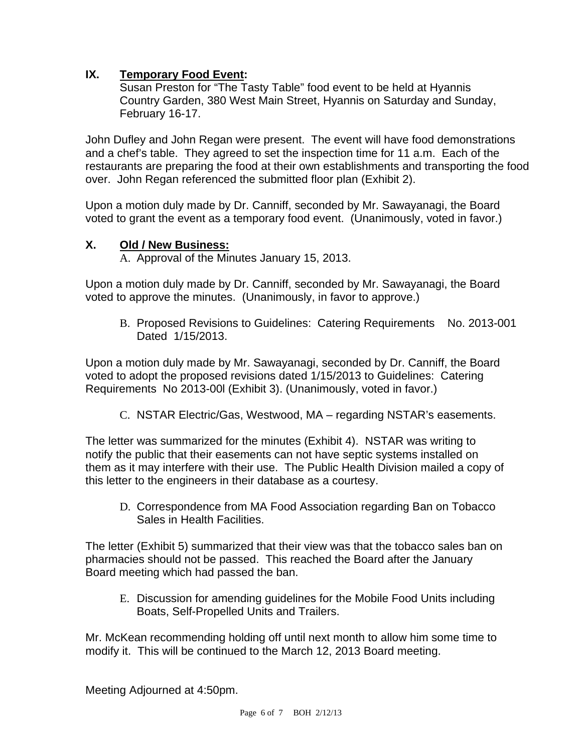## IX. Temporary Food Event:

Susan Preston for "The Tasty Table" food event to be held at Hyannis Country Garden, 380 West Main Street, Hyannis on Saturday and Sunday, February 16-17.

John Dufley and John Regan were present. The event will have food demonstrations and a chef's table. They agreed to set the inspection time for 11 a.m. Each of the restaurants are preparing the food at their own establishments and transporting the food over. John Regan referenced the submitted floor plan (Exhibit 2).

Upon a motion duly made by Dr. Canniff, seconded by Mr. Sawayanagi, the Board voted to grant the event as a temporary food event. (Unanimously, voted in favor.)

## X. Old / New Business:

A. Approval of the Minutes January 15, 2013.

Upon a motion duly made by Dr. Canniff, seconded by Mr. Sawayanagi, the Board voted to approve the minutes. (Unanimously, in favor to approve.)

B. Proposed Revisions to Guidelines: Catering Requirements No. 2013-001 Dated 1/15/2013.

Upon a motion duly made by Mr. Sawayanagi, seconded by Dr. Canniff, the Board voted to adopt the proposed revisions dated 1/15/2013 to Guidelines: Catering Requirements No 2013-00l (Exhibit 3). (Unanimously, voted in favor.)

C. NSTAR Electric/Gas, Westwood, MA – regarding NSTAR's easements.

The letter was summarized for the minutes (Exhibit 4). NSTAR was writing to notify the public that their easements can not have septic systems installed on them as it may interfere with their use. The Public Health Division mailed a copy of this letter to the engineers in their database as a courtesy.

D. Correspondence from MA Food Association regarding Ban on Tobacco Sales in Health Facilities.

The letter (Exhibit 5) summarized that their view was that the tobacco sales ban on pharmacies should not be passed. This reached the Board after the January Board meeting which had passed the ban.

E. Discussion for amending guidelines for the Mobile Food Units including Boats, Self-Propelled Units and Trailers.

Mr. McKean recommending holding off until next month to allow him some time to modify it. This will be continued to the March 12, 2013 Board meeting.

Meeting Adjourned at 4:50pm.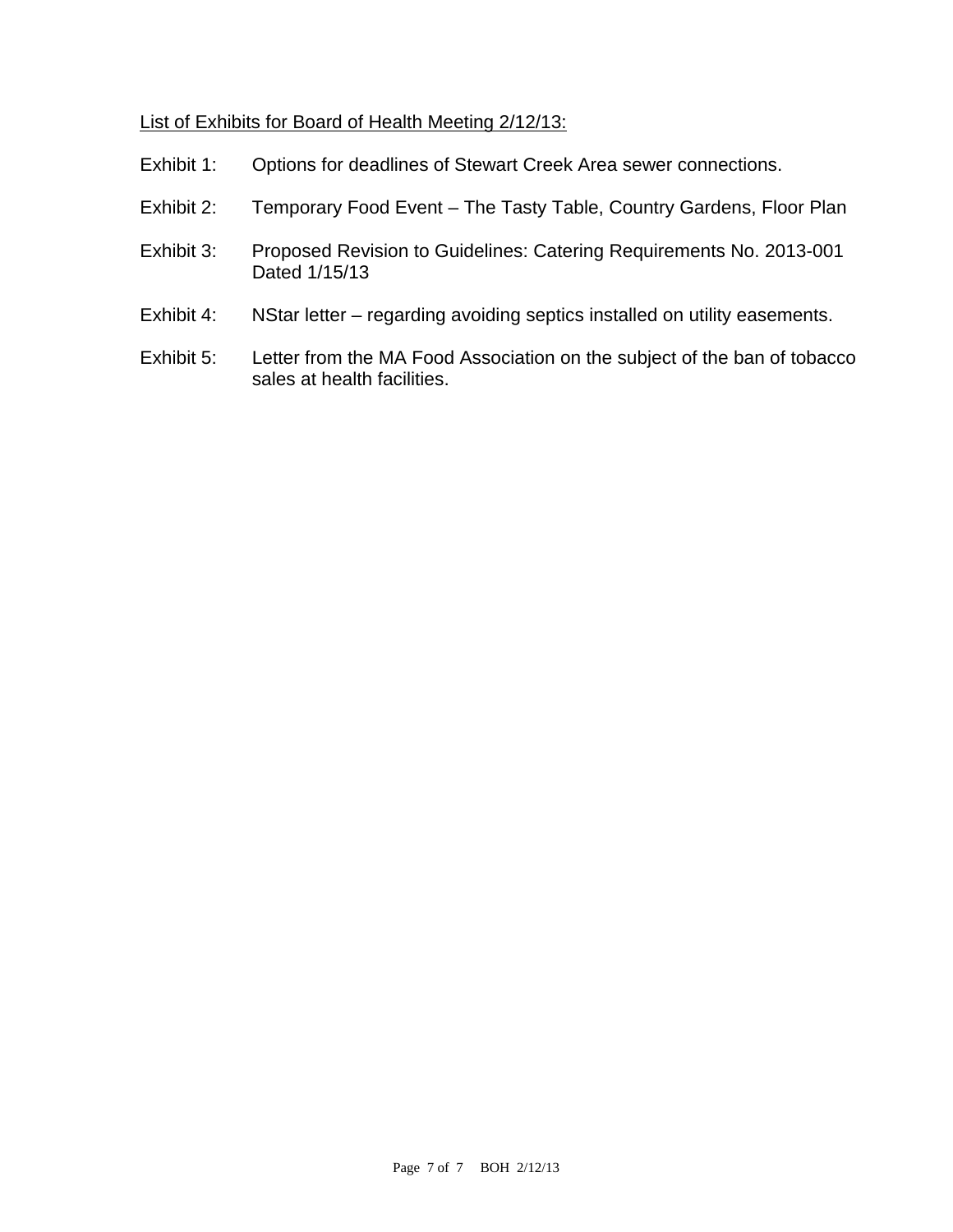<u>List of Exhibits for Board of Health Meeting 2/12/13:</u>

Exhibit 1: Options for deadlines of Stewart Creek Area sewer connections.

Exhibit 2: Temporary Food Event – The Tasty Table, Country Gardens, Floor Plan

Exhibit 3: Proposed Revision to Guidelines: Catering Requirements No. 2013-001 Dated 1/15/13

Exhibit 4: NStar letter – regarding avoiding septics installed on utility easements.

Exhibit 5: Letter from the MA Food Association on the subject of the ban of tobacco sales at health facilities.